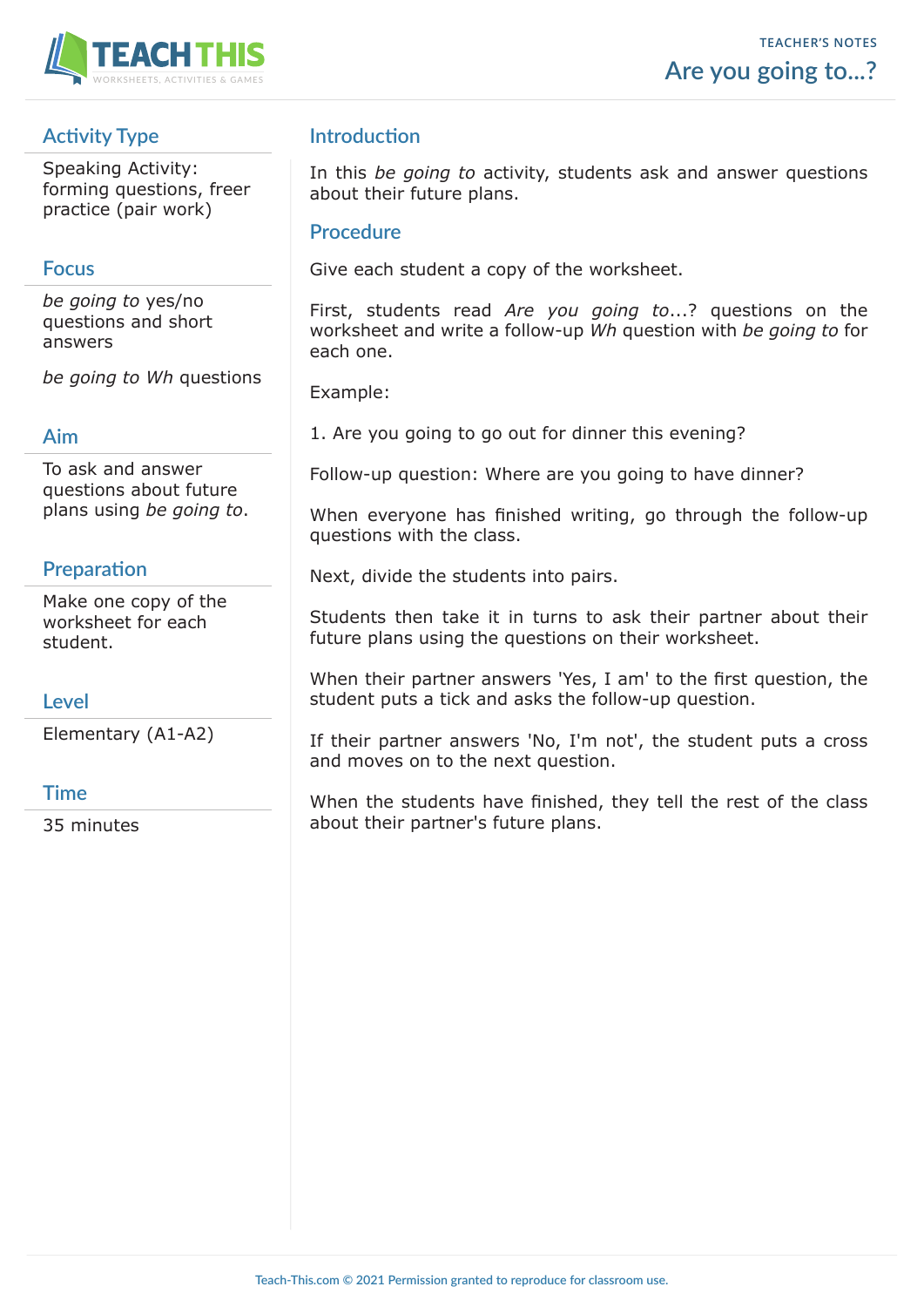TEACHER'S NOTES

# Are you going to...?

## Activity Type

Speaking Activity: forming questions, freer practice (pair work)

## Focus

*be going to* yes/no questions and short answers

*be going to Wh* questions

## Aim

To ask and answer questions about future plans using *be going to*.

## Preparation

Make one copy of the worksheet for each student.

## Level

Elementary (A1-A2)

## Time

35 minutes

## Introduction

In this *be going to* activity, students ask and answer questions about their future plans.

## Procedure

Give each student a copy of the worksheet.

First, students read *Are you going to*...? questions on the worksheet and write a follow-up *Wh* question with *be going to* for each one.

Example:

1. Are you going to go out for dinner this evening?

Follow-up question: Where are you going to have dinner?

When everyone has finished writing, go through the follow-up questions with the class.

Next, divide the students into pairs.

Students then take it in turns to ask their partner about their future plans using the questions on their worksheet.

When their partner answers 'Yes, I am' to the first question, the student puts a tick and asks the follow-up question.

If their partner answers 'No, I'm not', the student puts a cross and moves on to the next question.

When the students have finished, they tell the rest of the class about their partner's future plans.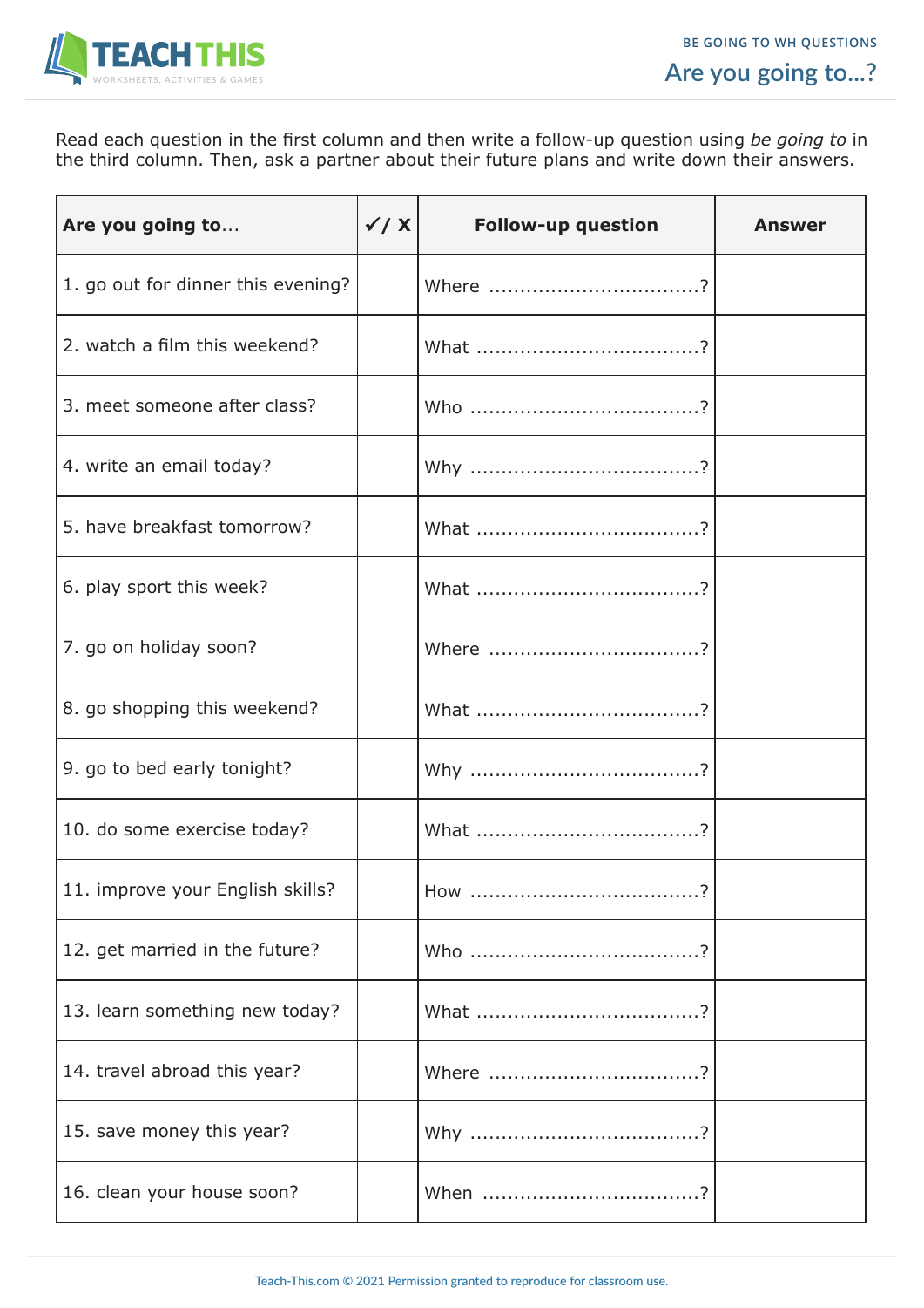# Are you going to...?

Read each question in the first column and then write a follow-up question using *be going to* in the third column. Then, ask a partner about their future plans and write down their answers.

| Are you going to... | ✓/ X | Follow-up question | Answer |
|---|---|---|---|
| 1. go out for dinner this evening? | | Where ..................................? | |
| 2. watch a film this weekend? | | What ....................................? | |
| 3. meet someone after class? | | Who .....................................? | |
| 4. write an email today? | | Why .....................................? | |
| 5. have breakfast tomorrow? | | What ....................................? | |
| 6. play sport this week? | | What ....................................? | |
| 7. go on holiday soon? | | Where ..................................? | |
| 8. go shopping this weekend? | | What ....................................? | |
| 9. go to bed early tonight? | | Why .....................................? | |
| 10. do some exercise today? | | What ....................................? | |
| 11. improve your English skills? | | How .....................................? | |
| 12. get married in the future? | | Who .....................................? | |
| 13. learn something new today? | | What ....................................? | |
| 14. travel abroad this year? | | Where ..................................? | |
| 15. save money this year? | | Why .....................................? | |
| 16. clean your house soon? | | When ...................................? | |